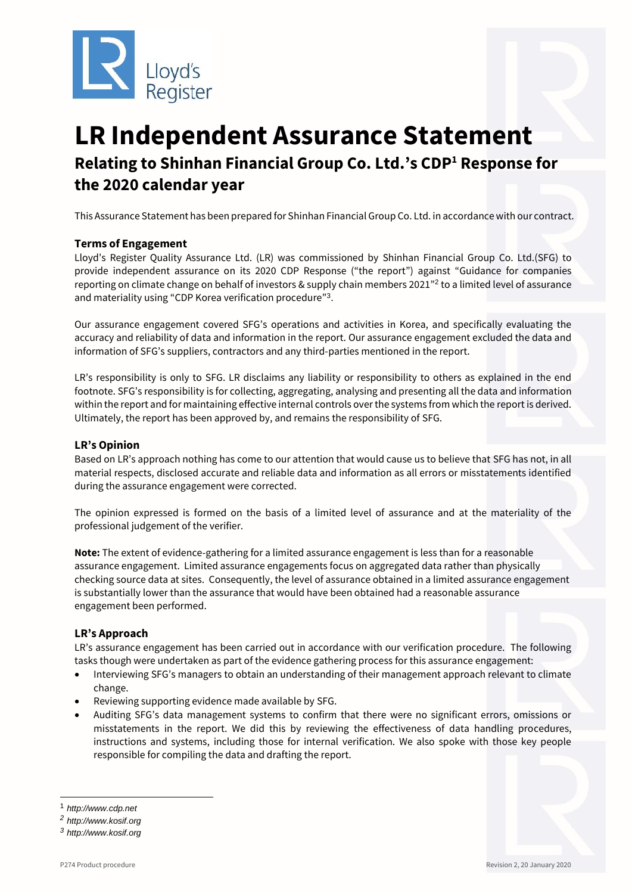# LR Independent Assurance Statement

## Relating to Shinhan Financial Group Co. Ltd.'s CDP[1] Response for the 2020 calendar year

This Assurance Statement has been prepared for Shinhan Financial Group Co. Ltd. in accordance with our contract.

### Terms of Engagement

Lloyd's Register Quality Assurance Ltd. (LR) was commissioned by Shinhan Financial Group Co. Ltd.(SFG) to provide independent assurance on its 2020 CDP Response ("the report") against "Guidance for companies reporting on climate change on behalf of investors & supply chain members 2021"[2] to a limited level of assurance and materiality using "CDP Korea verification procedure"[3].

Our assurance engagement covered SFG's operations and activities in Korea, and specifically evaluating the accuracy and reliability of data and information in the report. Our assurance engagement excluded the data and information of SFG's suppliers, contractors and any third-parties mentioned in the report.

LR's responsibility is only to SFG. LR disclaims any liability or responsibility to others as explained in the end footnote. SFG's responsibility is for collecting, aggregating, analysing and presenting all the data and information within the report and for maintaining effective internal controls over the systems from which the report is derived. Ultimately, the report has been approved by, and remains the responsibility of SFG.

### LR's Opinion

Based on LR's approach nothing has come to our attention that would cause us to believe that SFG has not, in all material respects, disclosed accurate and reliable data and information as all errors or misstatements identified during the assurance engagement were corrected.

The opinion expressed is formed on the basis of a limited level of assurance and at the materiality of the professional judgement of the verifier.

**Note:** The extent of evidence-gathering for a limited assurance engagement is less than for a reasonable assurance engagement. Limited assurance engagements focus on aggregated data rather than physically checking source data at sites. Consequently, the level of assurance obtained in a limited assurance engagement is substantially lower than the assurance that would have been obtained had a reasonable assurance engagement been performed.

### LR's Approach

LR's assurance engagement has been carried out in accordance with our verification procedure. The following tasks though were undertaken as part of the evidence gathering process for this assurance engagement:

- Interviewing SFG's managers to obtain an understanding of their management approach relevant to climate change.
- Reviewing supporting evidence made available by SFG.
- Auditing SFG's data management systems to confirm that there were no significant errors, omissions or misstatements in the report. We did this by reviewing the effectiveness of data handling procedures, instructions and systems, including those for internal verification. We also spoke with those key people responsible for compiling the data and drafting the report.

---

[1] *http://www.cdp.net*

[2] *http://www.kosif.org*

[3] *http://www.kosif.org*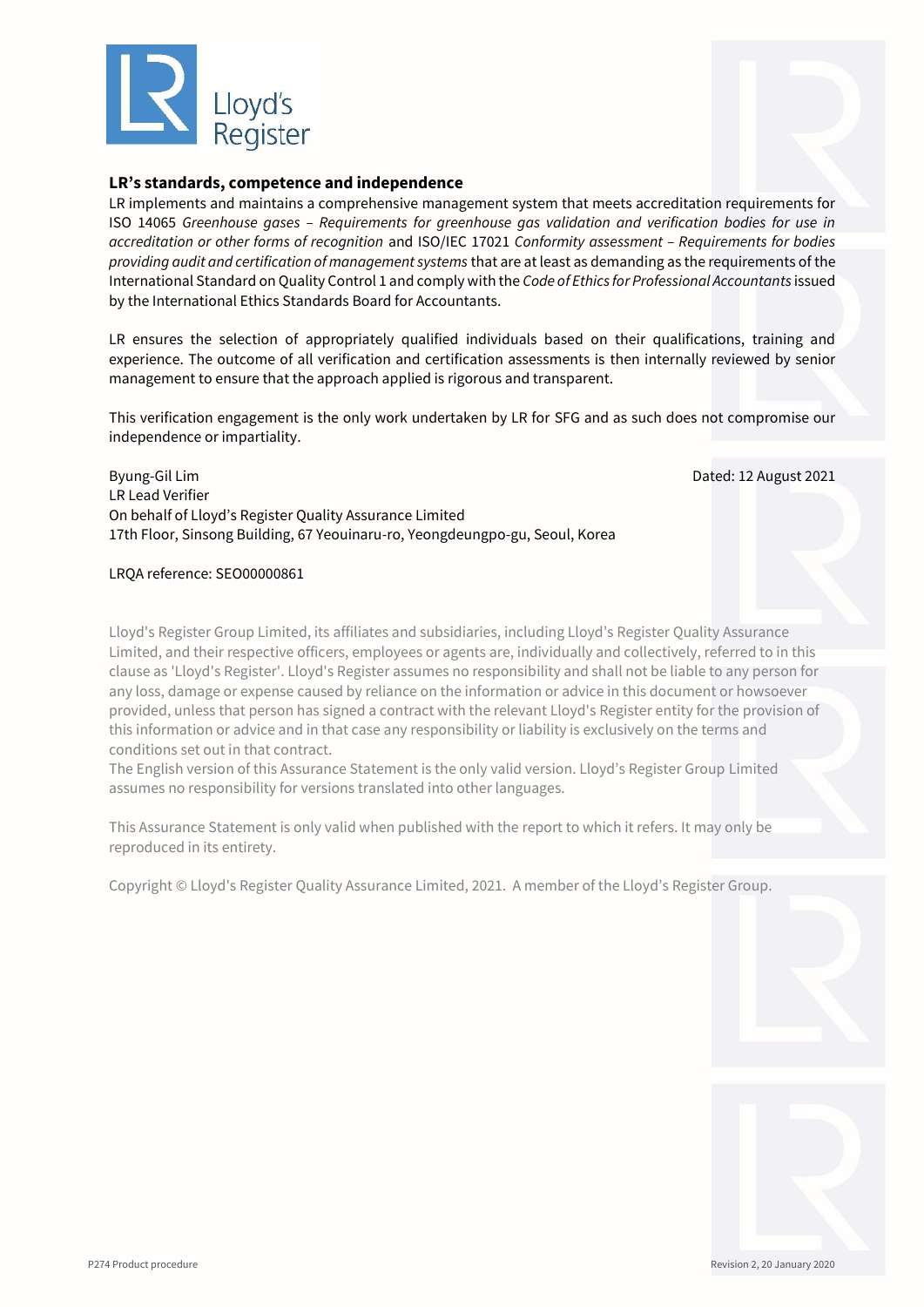Lloyd's Register

### LR's standards, competence and independence

LR implements and maintains a comprehensive management system that meets accreditation requirements for ISO 14065 *Greenhouse gases – Requirements for greenhouse gas validation and verification bodies for use in accreditation or other forms of recognition* and ISO/IEC 17021 *Conformity assessment – Requirements for bodies providing audit and certification of management systems* that are at least as demanding as the requirements of the International Standard on Quality Control 1 and comply with the *Code of Ethics for Professional Accountants* issued by the International Ethics Standards Board for Accountants.

LR ensures the selection of appropriately qualified individuals based on their qualifications, training and experience. The outcome of all verification and certification assessments is then internally reviewed by senior management to ensure that the approach applied is rigorous and transparent.

This verification engagement is the only work undertaken by LR for SFG and as such does not compromise our independence or impartiality.

Byung-Gil Lim
LR Lead Verifier
On behalf of Lloyd's Register Quality Assurance Limited
17th Floor, Sinsong Building, 67 Yeouinaru-ro, Yeongdeungpo-gu, Seoul, Korea

Dated: 12 August 2021

LRQA reference: SEO00000861

Lloyd's Register Group Limited, its affiliates and subsidiaries, including Lloyd's Register Quality Assurance Limited, and their respective officers, employees or agents are, individually and collectively, referred to in this clause as 'Lloyd's Register'. Lloyd's Register assumes no responsibility and shall not be liable to any person for any loss, damage or expense caused by reliance on the information or advice in this document or howsoever provided, unless that person has signed a contract with the relevant Lloyd's Register entity for the provision of this information or advice and in that case any responsibility or liability is exclusively on the terms and conditions set out in that contract.
The English version of this Assurance Statement is the only valid version. Lloyd's Register Group Limited assumes no responsibility for versions translated into other languages.

This Assurance Statement is only valid when published with the report to which it refers. It may only be reproduced in its entirety.

Copyright © Lloyd's Register Quality Assurance Limited, 2021. A member of the Lloyd's Register Group.

P274 Product procedure

Revision 2, 20 January 2020